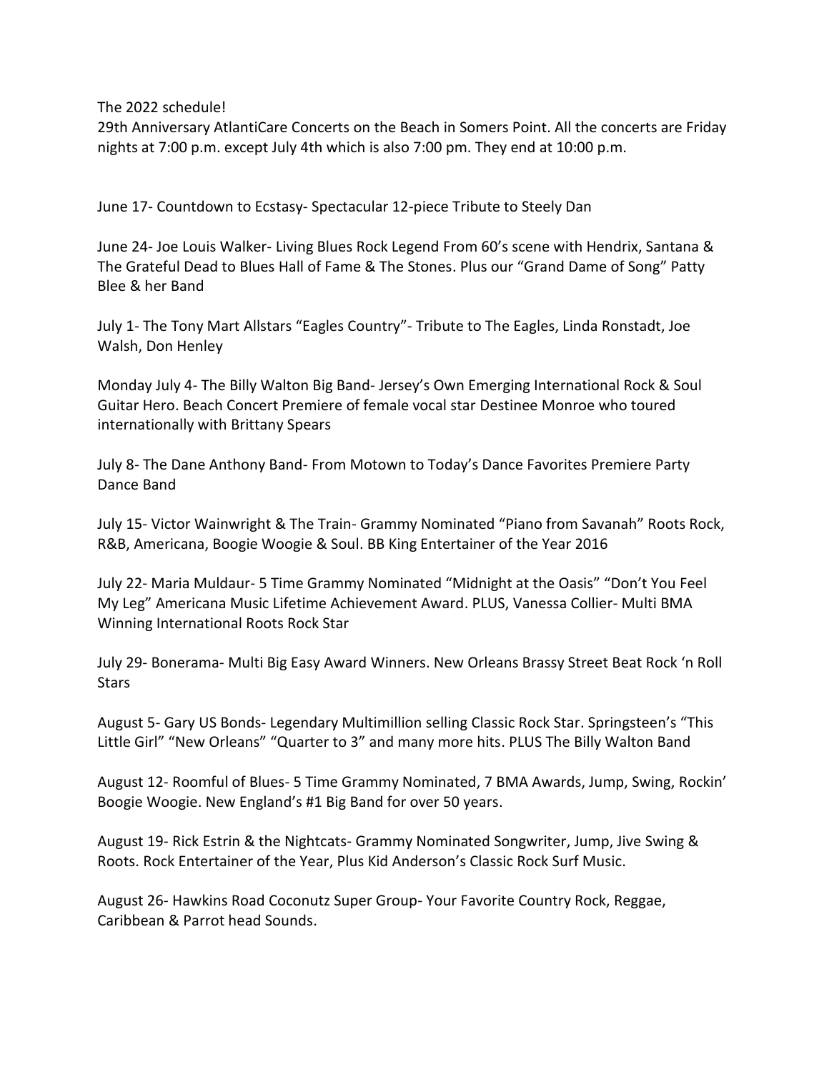The 2022 schedule!

29th Anniversary AtlantiCare Concerts on the Beach in Somers Point. All the concerts are Friday nights at 7:00 p.m. except July 4th which is also 7:00 pm. They end at 10:00 p.m.

June 17- Countdown to Ecstasy- Spectacular 12-piece Tribute to Steely Dan

June 24- Joe Louis Walker- Living Blues Rock Legend From 60's scene with Hendrix, Santana & The Grateful Dead to Blues Hall of Fame & The Stones. Plus our "Grand Dame of Song" Patty Blee & her Band

July 1- The Tony Mart Allstars "Eagles Country"- Tribute to The Eagles, Linda Ronstadt, Joe Walsh, Don Henley

Monday July 4- The Billy Walton Big Band- Jersey's Own Emerging International Rock & Soul Guitar Hero. Beach Concert Premiere of female vocal star Destinee Monroe who toured internationally with Brittany Spears

July 8- The Dane Anthony Band- From Motown to Today's Dance Favorites Premiere Party Dance Band

July 15- Victor Wainwright & The Train- Grammy Nominated "Piano from Savanah" Roots Rock, R&B, Americana, Boogie Woogie & Soul. BB King Entertainer of the Year 2016

July 22- Maria Muldaur- 5 Time Grammy Nominated "Midnight at the Oasis" "Don't You Feel My Leg" Americana Music Lifetime Achievement Award. PLUS, Vanessa Collier- Multi BMA Winning International Roots Rock Star

July 29- Bonerama- Multi Big Easy Award Winners. New Orleans Brassy Street Beat Rock 'n Roll Stars

August 5- Gary US Bonds- Legendary Multimillion selling Classic Rock Star. Springsteen's "This Little Girl" "New Orleans" "Quarter to 3" and many more hits. PLUS The Billy Walton Band

August 12- Roomful of Blues- 5 Time Grammy Nominated, 7 BMA Awards, Jump, Swing, Rockin' Boogie Woogie. New England's #1 Big Band for over 50 years.

August 19- Rick Estrin & the Nightcats- Grammy Nominated Songwriter, Jump, Jive Swing & Roots. Rock Entertainer of the Year, Plus Kid Anderson's Classic Rock Surf Music.

August 26- Hawkins Road Coconutz Super Group- Your Favorite Country Rock, Reggae, Caribbean & Parrot head Sounds.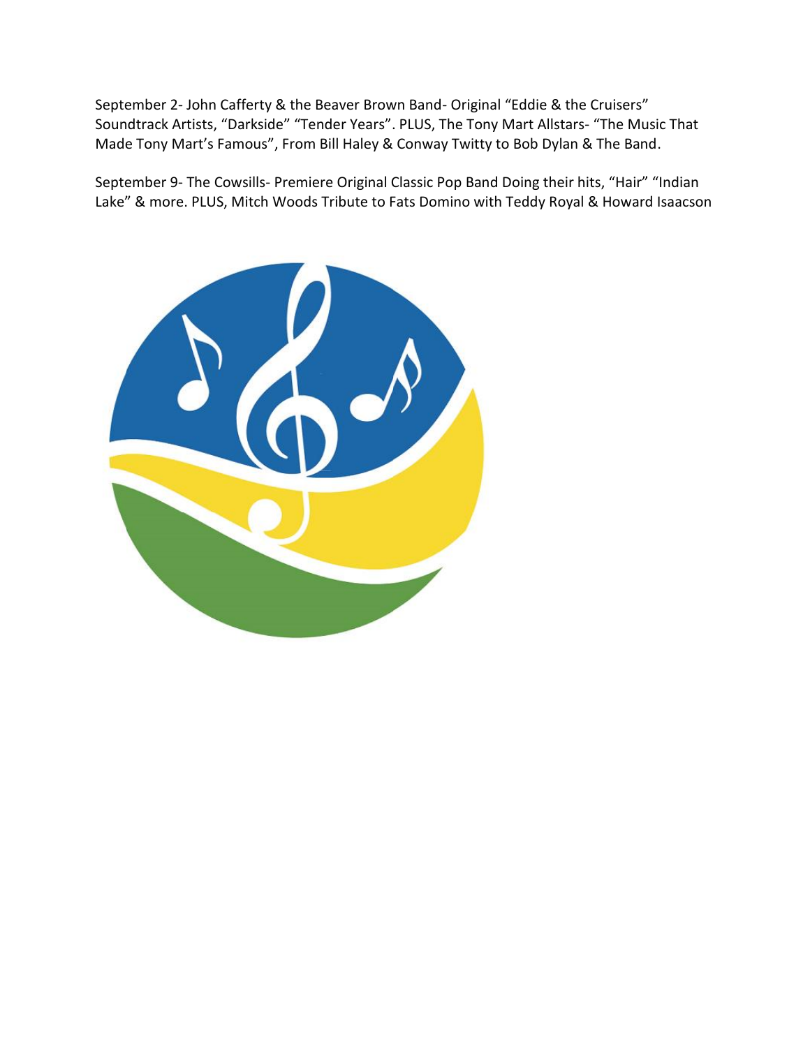September 2- John Cafferty & the Beaver Brown Band- Original "Eddie & the Cruisers" Soundtrack Artists, "Darkside" "Tender Years". PLUS, The Tony Mart Allstars- "The Music That Made Tony Mart's Famous", From Bill Haley & Conway Twitty to Bob Dylan & The Band.

September 9- The Cowsills- Premiere Original Classic Pop Band Doing their hits, "Hair" "Indian Lake" & more. PLUS, Mitch Woods Tribute to Fats Domino with Teddy Royal & Howard Isaacson